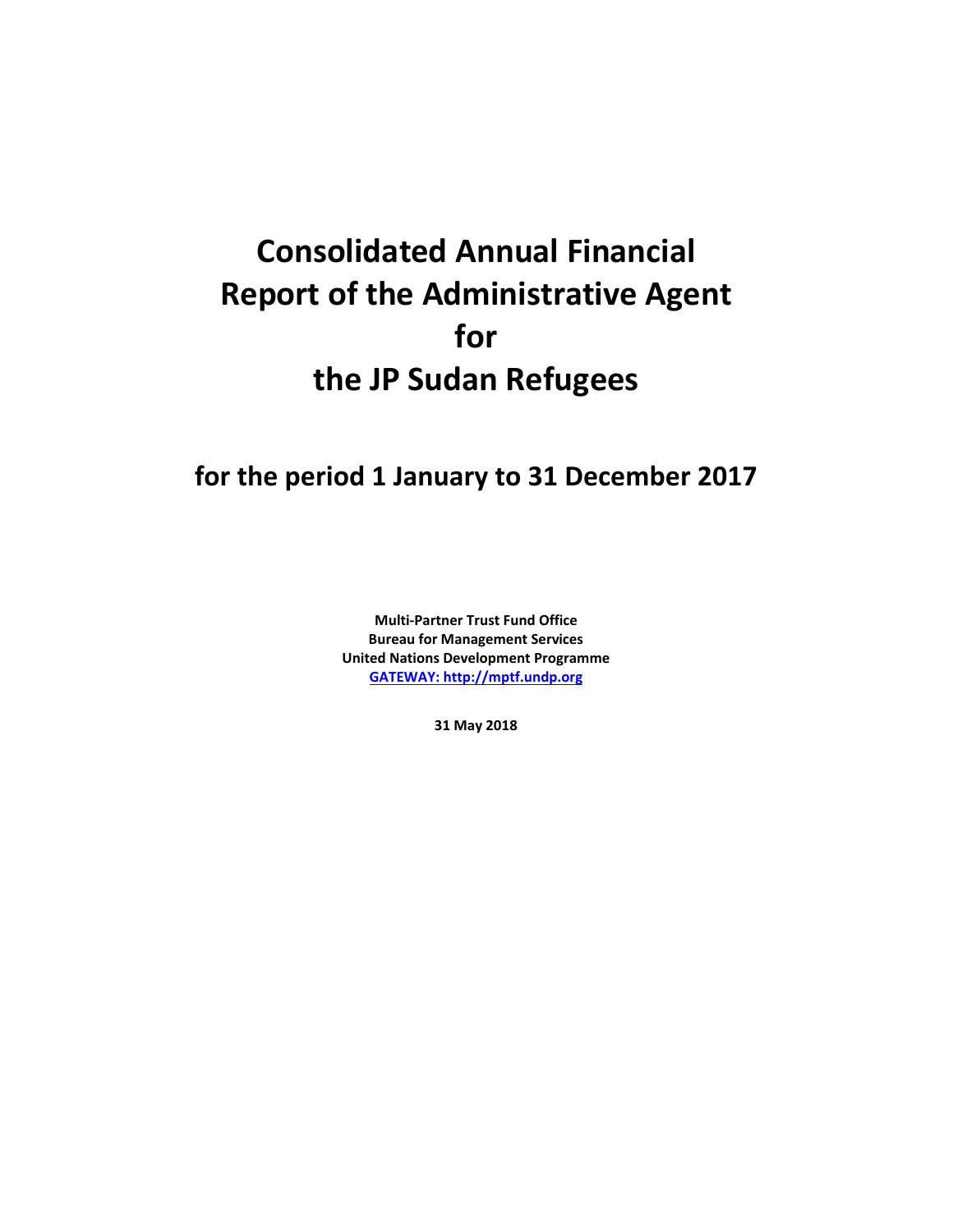# Consolidated Annual Financial Report of the Administrative Agent for the JP Sudan Refugees

## for the period 1 January to 31 December 2017

**Multi-Partner Trust Fund Office**
**Bureau for Management Services**
**United Nations Development Programme**
**GATEWAY: http://mptf.undp.org**

**31 May 2018**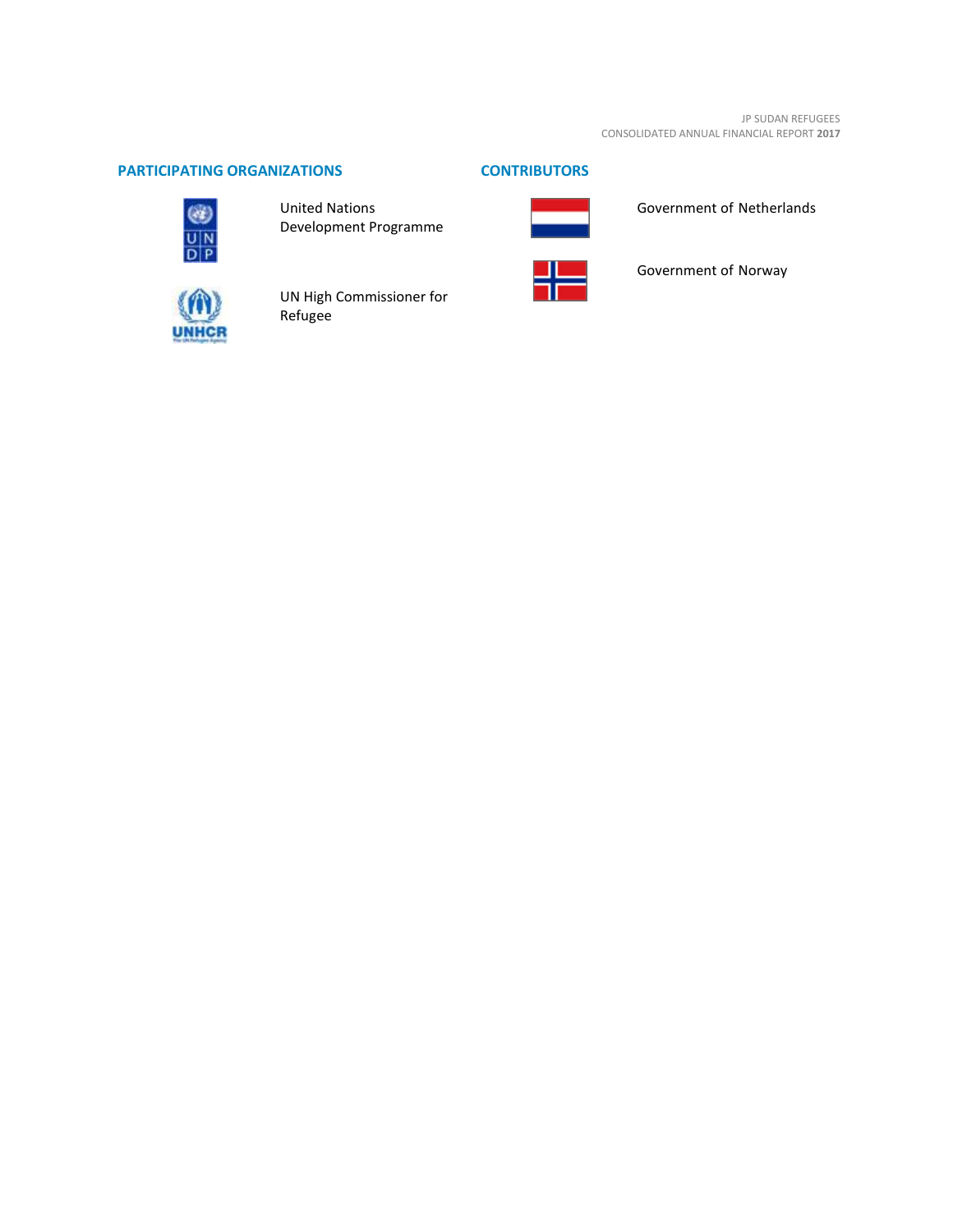## PARTICIPATING ORGANIZATIONS

United Nations Development Programme

UN High Commissioner for Refugee

## CONTRIBUTORS

Government of Netherlands

Government of Norway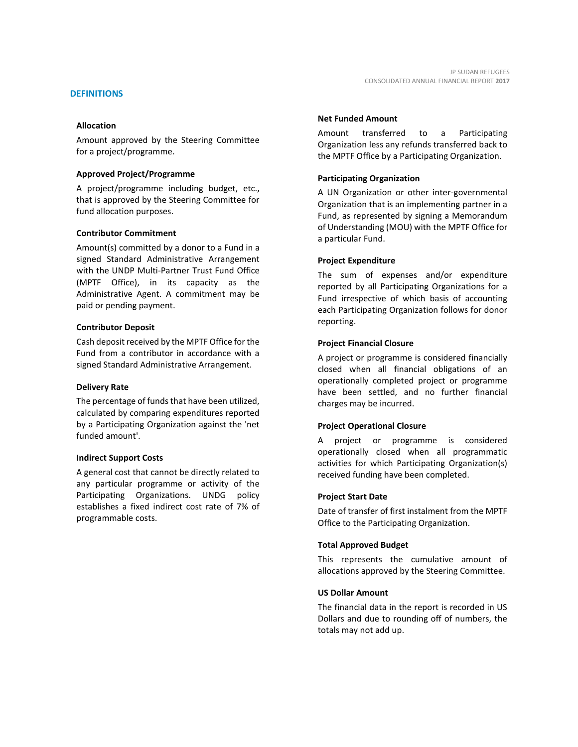## DEFINITIONS

### Allocation

Amount approved by the Steering Committee for a project/programme.

### Approved Project/Programme

A project/programme including budget, etc., that is approved by the Steering Committee for fund allocation purposes.

### Contributor Commitment

Amount(s) committed by a donor to a Fund in a signed Standard Administrative Arrangement with the UNDP Multi-Partner Trust Fund Office (MPTF Office), in its capacity as the Administrative Agent. A commitment may be paid or pending payment.

### Contributor Deposit

Cash deposit received by the MPTF Office for the Fund from a contributor in accordance with a signed Standard Administrative Arrangement.

### Delivery Rate

The percentage of funds that have been utilized, calculated by comparing expenditures reported by a Participating Organization against the 'net funded amount'.

### Indirect Support Costs

A general cost that cannot be directly related to any particular programme or activity of the Participating Organizations. UNDG policy establishes a fixed indirect cost rate of 7% of programmable costs.

### Net Funded Amount

Amount transferred to a Participating Organization less any refunds transferred back to the MPTF Office by a Participating Organization.

### Participating Organization

A UN Organization or other inter-governmental Organization that is an implementing partner in a Fund, as represented by signing a Memorandum of Understanding (MOU) with the MPTF Office for a particular Fund.

### Project Expenditure

The sum of expenses and/or expenditure reported by all Participating Organizations for a Fund irrespective of which basis of accounting each Participating Organization follows for donor reporting.

### Project Financial Closure

A project or programme is considered financially closed when all financial obligations of an operationally completed project or programme have been settled, and no further financial charges may be incurred.

### Project Operational Closure

A project or programme is considered operationally closed when all programmatic activities for which Participating Organization(s) received funding have been completed.

### Project Start Date

Date of transfer of first instalment from the MPTF Office to the Participating Organization.

### Total Approved Budget

This represents the cumulative amount of allocations approved by the Steering Committee.

### US Dollar Amount

The financial data in the report is recorded in US Dollars and due to rounding off of numbers, the totals may not add up.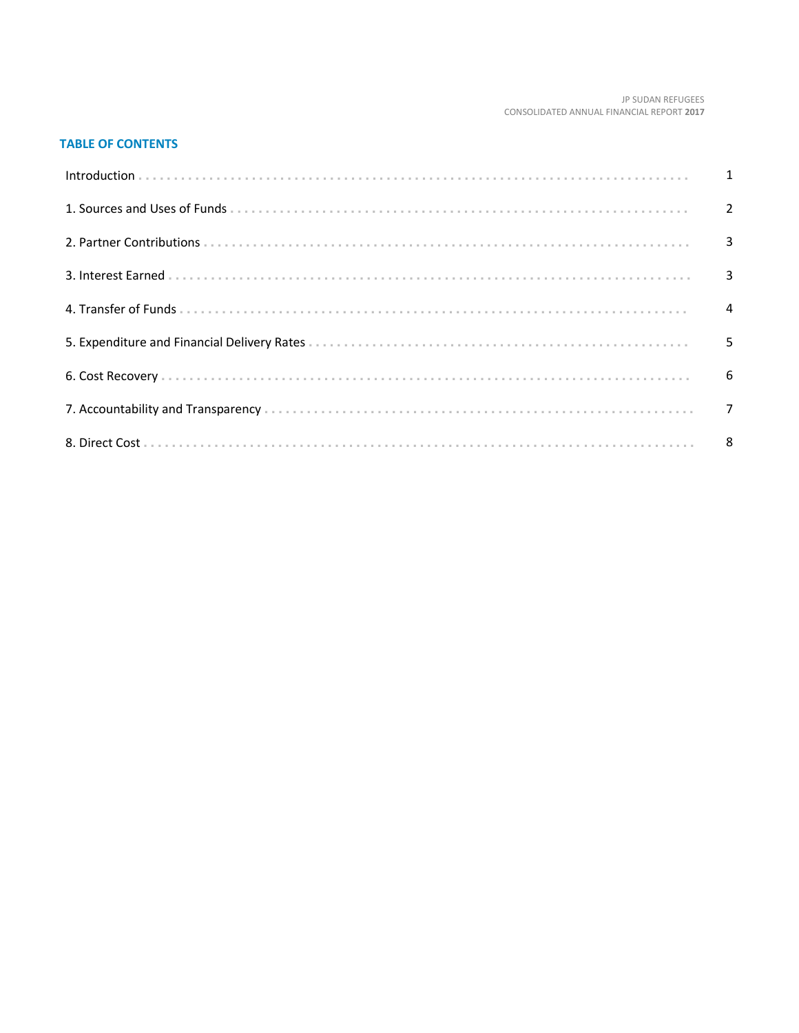## TABLE OF CONTENTS

| | |
|---|---|
| Introduction | 1 |
| 1. Sources and Uses of Funds | 2 |
| 2. Partner Contributions | 3 |
| 3. Interest Earned | 3 |
| 4. Transfer of Funds | 4 |
| 5. Expenditure and Financial Delivery Rates | 5 |
| 6. Cost Recovery | 6 |
| 7. Accountability and Transparency | 7 |
| 8. Direct Cost | 8 |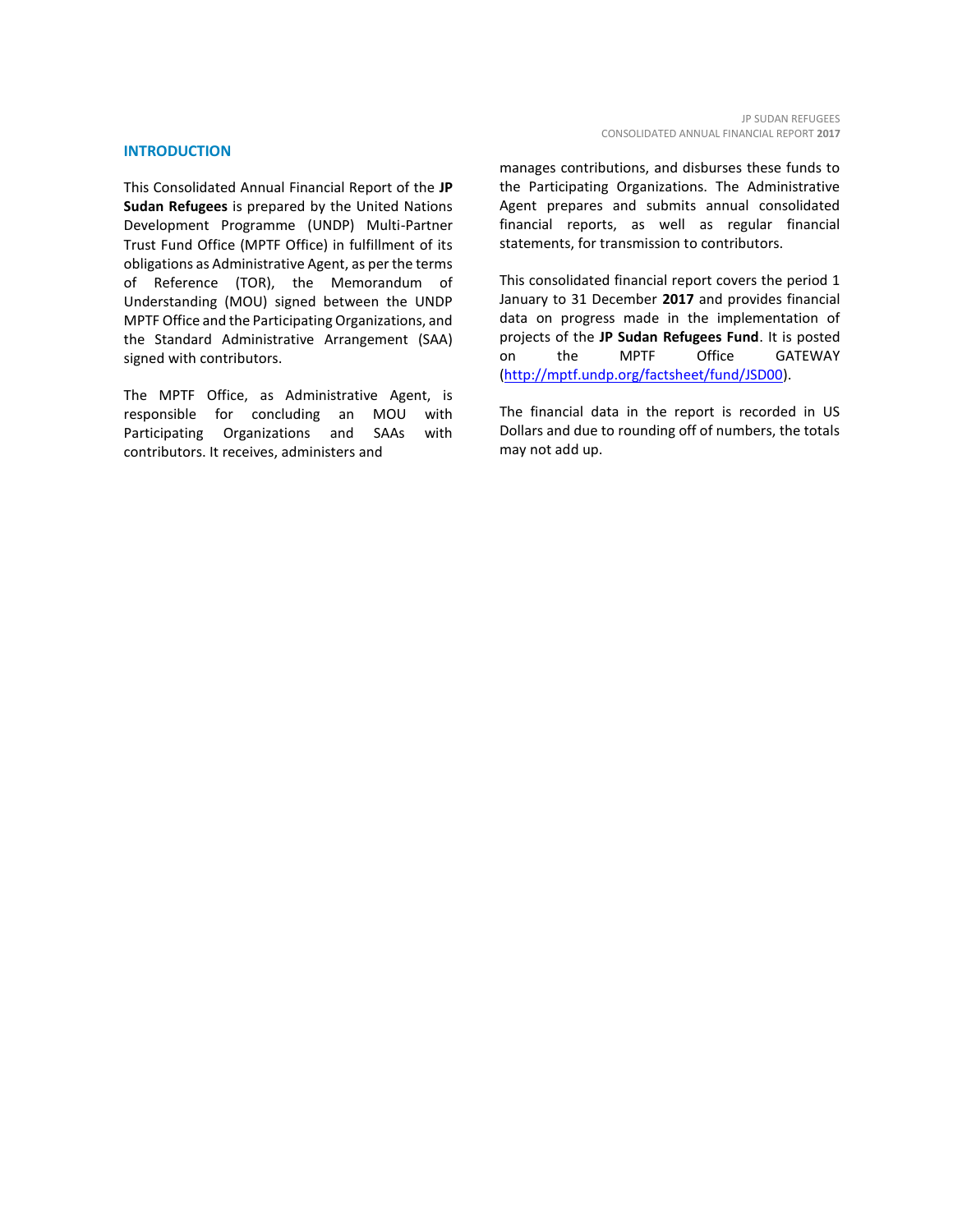## INTRODUCTION

This Consolidated Annual Financial Report of the **JP Sudan Refugees** is prepared by the United Nations Development Programme (UNDP) Multi-Partner Trust Fund Office (MPTF Office) in fulfillment of its obligations as Administrative Agent, as per the terms of Reference (TOR), the Memorandum of Understanding (MOU) signed between the UNDP MPTF Office and the Participating Organizations, and the Standard Administrative Arrangement (SAA) signed with contributors.

The MPTF Office, as Administrative Agent, is responsible for concluding an MOU with Participating Organizations and SAAs with contributors. It receives, administers and manages contributions, and disburses these funds to the Participating Organizations. The Administrative Agent prepares and submits annual consolidated financial reports, as well as regular financial statements, for transmission to contributors.

This consolidated financial report covers the period 1 January to 31 December **2017** and provides financial data on progress made in the implementation of projects of the **JP Sudan Refugees Fund**. It is posted on the MPTF Office GATEWAY (http://mptf.undp.org/factsheet/fund/JSD00).

The financial data in the report is recorded in US Dollars and due to rounding off of numbers, the totals may not add up.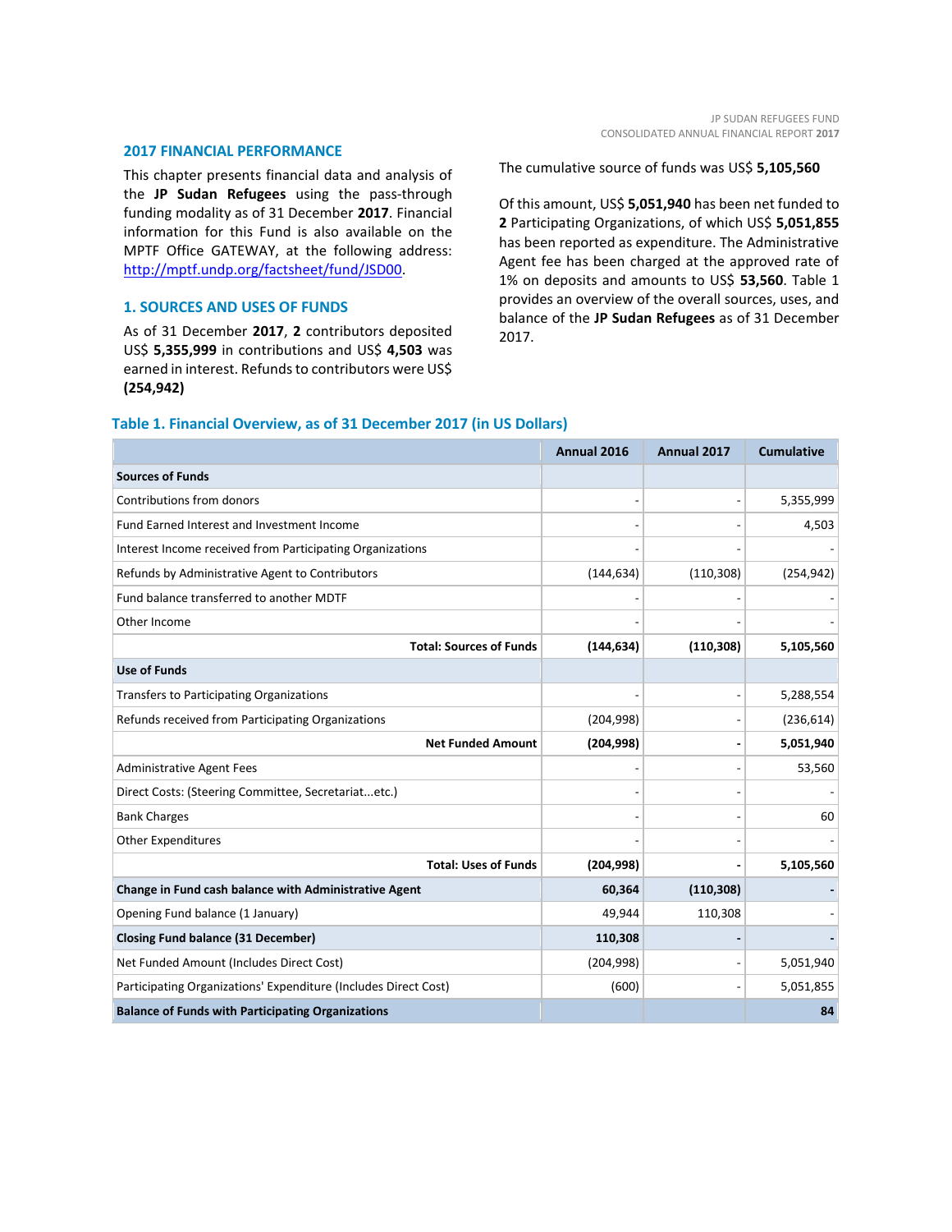## 2017 FINANCIAL PERFORMANCE

This chapter presents financial data and analysis of the **JP Sudan Refugees** using the pass-through funding modality as of 31 December **2017**. Financial information for this Fund is also available on the MPTF Office GATEWAY, at the following address: [http://mptf.undp.org/factsheet/fund/JSD00](http://mptf.undp.org/factsheet/fund/JSD00).

## 1. SOURCES AND USES OF FUNDS

As of 31 December **2017**, **2** contributors deposited US$ **5,355,999** in contributions and US$ **4,503** was earned in interest. Refunds to contributors were US$ **(254,942)**

The cumulative source of funds was US$ **5,105,560**

Of this amount, US$ **5,051,940** has been net funded to **2** Participating Organizations, of which US$ **5,051,855** has been reported as expenditure. The Administrative Agent fee has been charged at the approved rate of 1% on deposits and amounts to US$ **53,560**. Table 1 provides an overview of the overall sources, uses, and balance of the **JP Sudan Refugees** as of 31 December 2017.

### Table 1. Financial Overview, as of 31 December 2017 (in US Dollars)

| | Annual 2016 | Annual 2017 | Cumulative |
|---|---|---|---|
| **Sources of Funds** | | | |
| Contributions from donors | - | - | 5,355,999 |
| Fund Earned Interest and Investment Income | - | - | 4,503 |
| Interest Income received from Participating Organizations | - | - | - |
| Refunds by Administrative Agent to Contributors | (144,634) | (110,308) | (254,942) |
| Fund balance transferred to another MDTF | - | - | - |
| Other Income | - | - | - |
| **Total: Sources of Funds** | **(144,634)** | **(110,308)** | **5,105,560** |
| **Use of Funds** | | | |
| Transfers to Participating Organizations | - | - | 5,288,554 |
| Refunds received from Participating Organizations | (204,998) | - | (236,614) |
| **Net Funded Amount** | **(204,998)** | **-** | **5,051,940** |
| Administrative Agent Fees | - | - | 53,560 |
| Direct Costs: (Steering Committee, Secretariat...etc.) | - | - | - |
| Bank Charges | - | - | 60 |
| Other Expenditures | - | - | - |
| **Total: Uses of Funds** | **(204,998)** | **-** | **5,105,560** |
| **Change in Fund cash balance with Administrative Agent** | **60,364** | **(110,308)** | **-** |
| Opening Fund balance (1 January) | 49,944 | 110,308 | - |
| **Closing Fund balance (31 December)** | **110,308** | **-** | **-** |
| Net Funded Amount (Includes Direct Cost) | (204,998) | - | 5,051,940 |
| Participating Organizations' Expenditure (Includes Direct Cost) | (600) | - | 5,051,855 |
| **Balance of Funds with Participating Organizations** | | | **84** |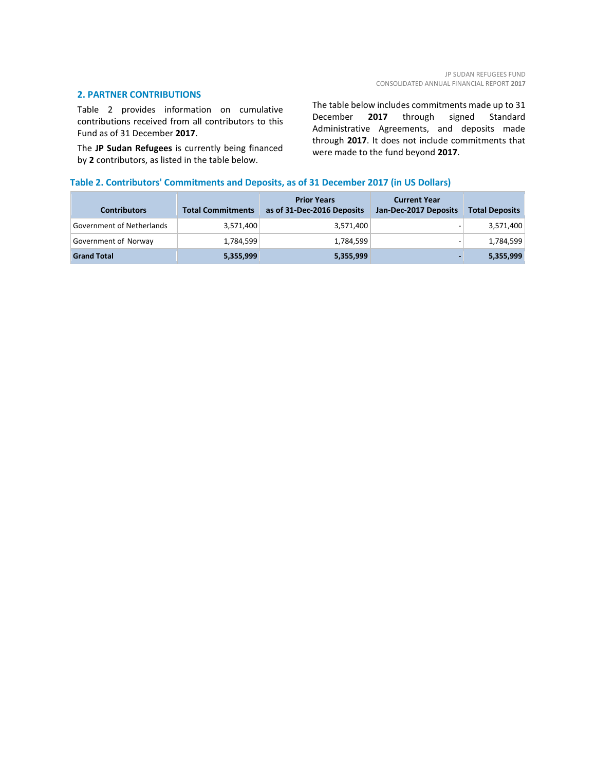## 2. PARTNER CONTRIBUTIONS

Table 2 provides information on cumulative contributions received from all contributors to this Fund as of 31 December **2017**.

The **JP Sudan Refugees** is currently being financed by **2** contributors, as listed in the table below.

The table below includes commitments made up to 31 December **2017** through signed Standard Administrative Agreements, and deposits made through **2017**. It does not include commitments that were made to the fund beyond **2017**.

**Table 2. Contributors' Commitments and Deposits, as of 31 December 2017 (in US Dollars)**

| Contributors | Total Commitments | Prior Years as of 31-Dec-2016 Deposits | Current Year Jan-Dec-2017 Deposits | Total Deposits |
|---|---|---|---|---|
| Government of Netherlands | 3,571,400 | 3,571,400 | - | 3,571,400 |
| Government of Norway | 1,784,599 | 1,784,599 | - | 1,784,599 |
| **Grand Total** | **5,355,999** | **5,355,999** | **-** | **5,355,999** |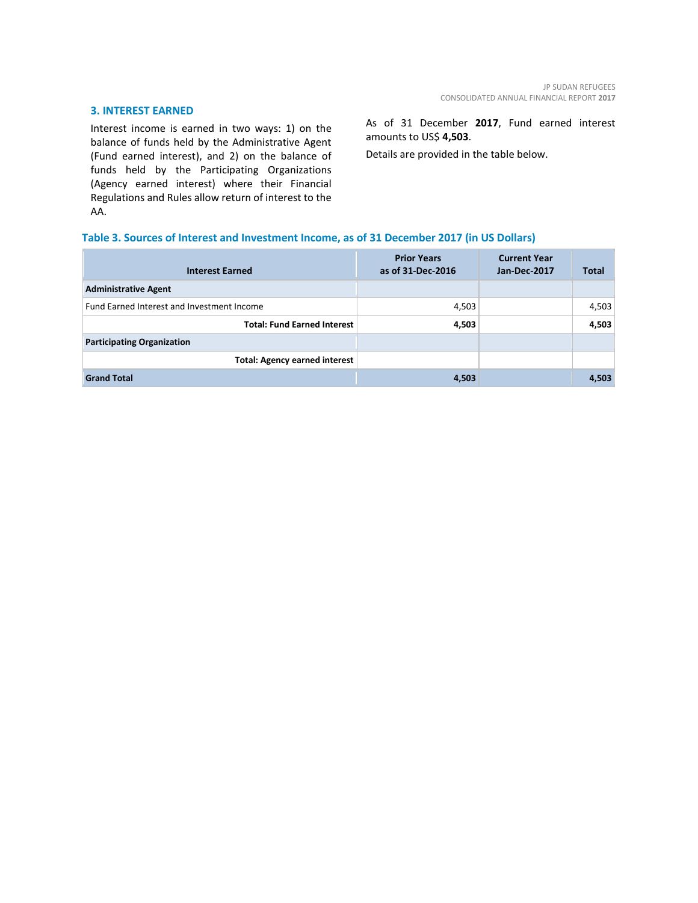## 3. INTEREST EARNED

Interest income is earned in two ways: 1) on the balance of funds held by the Administrative Agent (Fund earned interest), and 2) on the balance of funds held by the Participating Organizations (Agency earned interest) where their Financial Regulations and Rules allow return of interest to the AA.

As of 31 December **2017**, Fund earned interest amounts to US$ **4,503**.

Details are provided in the table below.

**Table 3. Sources of Interest and Investment Income, as of 31 December 2017 (in US Dollars)**

| Interest Earned | Prior Years as of 31-Dec-2016 | Current Year Jan-Dec-2017 | Total |
|---|---|---|---|
| **Administrative Agent** | | | |
| Fund Earned Interest and Investment Income | 4,503 | | 4,503 |
| **Total: Fund Earned Interest** | **4,503** | | **4,503** |
| **Participating Organization** | | | |
| **Total: Agency earned interest** | | | |
| **Grand Total** | **4,503** | | **4,503** |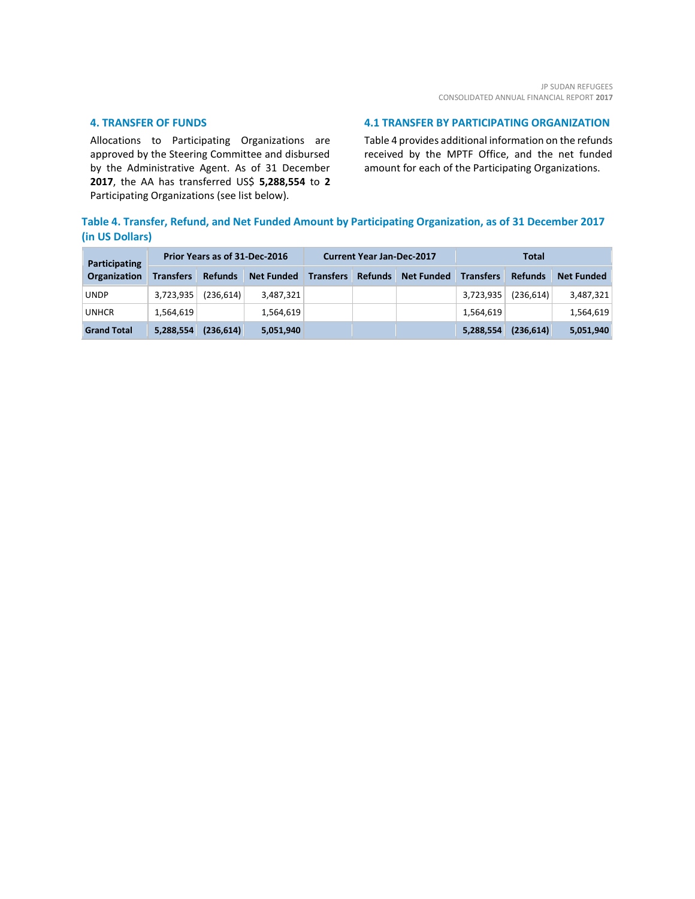## 4. TRANSFER OF FUNDS

Allocations to Participating Organizations are approved by the Steering Committee and disbursed by the Administrative Agent. As of 31 December **2017**, the AA has transferred US$ **5,288,554** to **2** Participating Organizations (see list below).

### 4.1 TRANSFER BY PARTICIPATING ORGANIZATION

Table 4 provides additional information on the refunds received by the MPTF Office, and the net funded amount for each of the Participating Organizations.

**Table 4. Transfer, Refund, and Net Funded Amount by Participating Organization, as of 31 December 2017 (in US Dollars)**

| Participating Organization | Prior Years as of 31-Dec-2016 | | | Current Year Jan-Dec-2017 | | | Total | | |
|---|---|---|---|---|---|---|---|---|---|
| | Transfers | Refunds | Net Funded | Transfers | Refunds | Net Funded | Transfers | Refunds | Net Funded |
| UNDP | 3,723,935 | (236,614) | 3,487,321 | | | | 3,723,935 | (236,614) | 3,487,321 |
| UNHCR | 1,564,619 | | 1,564,619 | | | | 1,564,619 | | 1,564,619 |
| **Grand Total** | **5,288,554** | **(236,614)** | **5,051,940** | | | | **5,288,554** | **(236,614)** | **5,051,940** |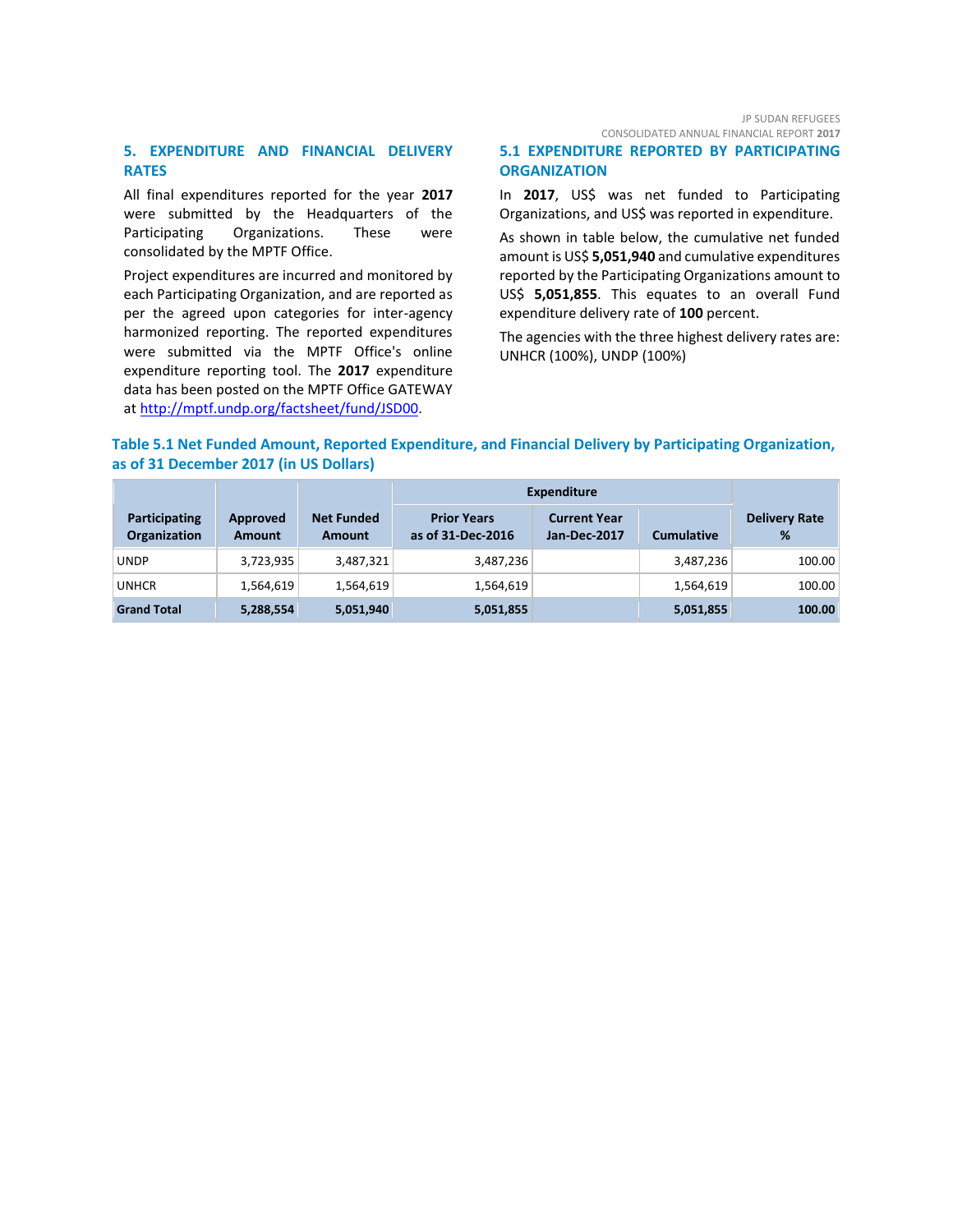## 5. EXPENDITURE AND FINANCIAL DELIVERY RATES

All final expenditures reported for the year **2017** were submitted by the Headquarters of the Participating Organizations. These were consolidated by the MPTF Office.

Project expenditures are incurred and monitored by each Participating Organization, and are reported as per the agreed upon categories for inter-agency harmonized reporting. The reported expenditures were submitted via the MPTF Office's online expenditure reporting tool. The **2017** expenditure data has been posted on the MPTF Office GATEWAY at http://mptf.undp.org/factsheet/fund/JSD00.

### 5.1 EXPENDITURE REPORTED BY PARTICIPATING ORGANIZATION

In **2017**, US$ was net funded to Participating Organizations, and US$ was reported in expenditure.

As shown in table below, the cumulative net funded amount is US$ **5,051,940** and cumulative expenditures reported by the Participating Organizations amount to US$ **5,051,855**. This equates to an overall Fund expenditure delivery rate of **100** percent.

The agencies with the three highest delivery rates are: UNHCR (100%), UNDP (100%)

**Table 5.1 Net Funded Amount, Reported Expenditure, and Financial Delivery by Participating Organization, as of 31 December 2017 (in US Dollars)**

| Participating Organization | Approved Amount | Net Funded Amount | Expenditure | | | Delivery Rate % |
|---|---|---|---|---|---|---|
| | | | Prior Years as of 31-Dec-2016 | Current Year Jan-Dec-2017 | Cumulative | |
| UNDP | 3,723,935 | 3,487,321 | 3,487,236 | | 3,487,236 | 100.00 |
| UNHCR | 1,564,619 | 1,564,619 | 1,564,619 | | 1,564,619 | 100.00 |
| **Grand Total** | **5,288,554** | **5,051,940** | **5,051,855** | | **5,051,855** | **100.00** |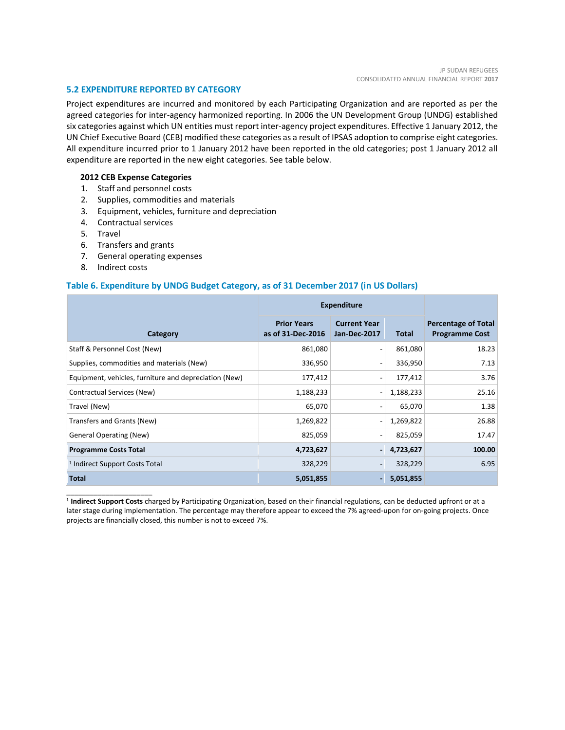### 5.2 EXPENDITURE REPORTED BY CATEGORY

Project expenditures are incurred and monitored by each Participating Organization and are reported as per the agreed categories for inter-agency harmonized reporting. In 2006 the UN Development Group (UNDG) established six categories against which UN entities must report inter-agency project expenditures. Effective 1 January 2012, the UN Chief Executive Board (CEB) modified these categories as a result of IPSAS adoption to comprise eight categories. All expenditure incurred prior to 1 January 2012 have been reported in the old categories; post 1 January 2012 all expenditure are reported in the new eight categories. See table below.

**2012 CEB Expense Categories**

1. Staff and personnel costs
2. Supplies, commodities and materials
3. Equipment, vehicles, furniture and depreciation
4. Contractual services
5. Travel
6. Transfers and grants
7. General operating expenses
8. Indirect costs

#### Table 6. Expenditure by UNDG Budget Category, as of 31 December 2017 (in US Dollars)

| Category | Expenditure | | | Percentage of Total Programme Cost |
|---|---|---|---|---|
| | Prior Years as of 31-Dec-2016 | Current Year Jan-Dec-2017 | Total | |
| Staff & Personnel Cost (New) | 861,080 | - | 861,080 | 18.23 |
| Supplies, commodities and materials (New) | 336,950 | - | 336,950 | 7.13 |
| Equipment, vehicles, furniture and depreciation (New) | 177,412 | - | 177,412 | 3.76 |
| Contractual Services (New) | 1,188,233 | - | 1,188,233 | 25.16 |
| Travel (New) | 65,070 | - | 65,070 | 1.38 |
| Transfers and Grants (New) | 1,269,822 | - | 1,269,822 | 26.88 |
| General Operating (New) | 825,059 | - | 825,059 | 17.47 |
| **Programme Costs Total** | **4,723,627** | **-** | **4,723,627** | **100.00** |
| [1] Indirect Support Costs Total | 328,229 | - | 328,229 | 6.95 |
| **Total** | **5,051,855** | **-** | **5,051,855** | |

[1] **Indirect Support Costs** charged by Participating Organization, based on their financial regulations, can be deducted upfront or at a later stage during implementation. The percentage may therefore appear to exceed the 7% agreed-upon for on-going projects. Once projects are financially closed, this number is not to exceed 7%.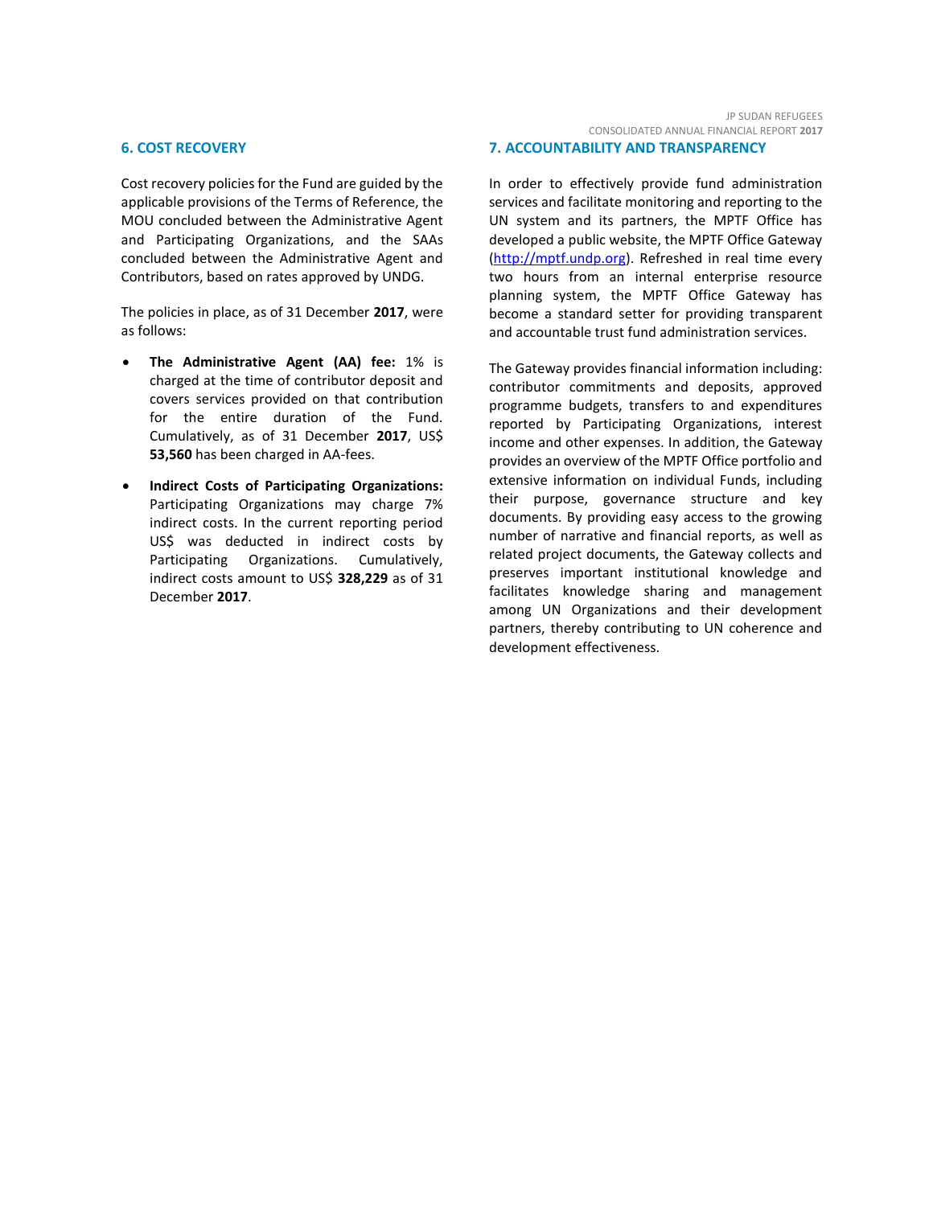## 6. COST RECOVERY

Cost recovery policies for the Fund are guided by the applicable provisions of the Terms of Reference, the MOU concluded between the Administrative Agent and Participating Organizations, and the SAAs concluded between the Administrative Agent and Contributors, based on rates approved by UNDG.

The policies in place, as of 31 December **2017**, were as follows:

- **The Administrative Agent (AA) fee:** 1% is charged at the time of contributor deposit and covers services provided on that contribution for the entire duration of the Fund. Cumulatively, as of 31 December **2017**, US$ **53,560** has been charged in AA-fees.
- **Indirect Costs of Participating Organizations:** Participating Organizations may charge 7% indirect costs. In the current reporting period US$ was deducted in indirect costs by Participating Organizations. Cumulatively, indirect costs amount to US$ **328,229** as of 31 December **2017**.

## 7. ACCOUNTABILITY AND TRANSPARENCY

In order to effectively provide fund administration services and facilitate monitoring and reporting to the UN system and its partners, the MPTF Office has developed a public website, the MPTF Office Gateway (http://mptf.undp.org). Refreshed in real time every two hours from an internal enterprise resource planning system, the MPTF Office Gateway has become a standard setter for providing transparent and accountable trust fund administration services.

The Gateway provides financial information including: contributor commitments and deposits, approved programme budgets, transfers to and expenditures reported by Participating Organizations, interest income and other expenses. In addition, the Gateway provides an overview of the MPTF Office portfolio and extensive information on individual Funds, including their purpose, governance structure and key documents. By providing easy access to the growing number of narrative and financial reports, as well as related project documents, the Gateway collects and preserves important institutional knowledge and facilitates knowledge sharing and management among UN Organizations and their development partners, thereby contributing to UN coherence and development effectiveness.